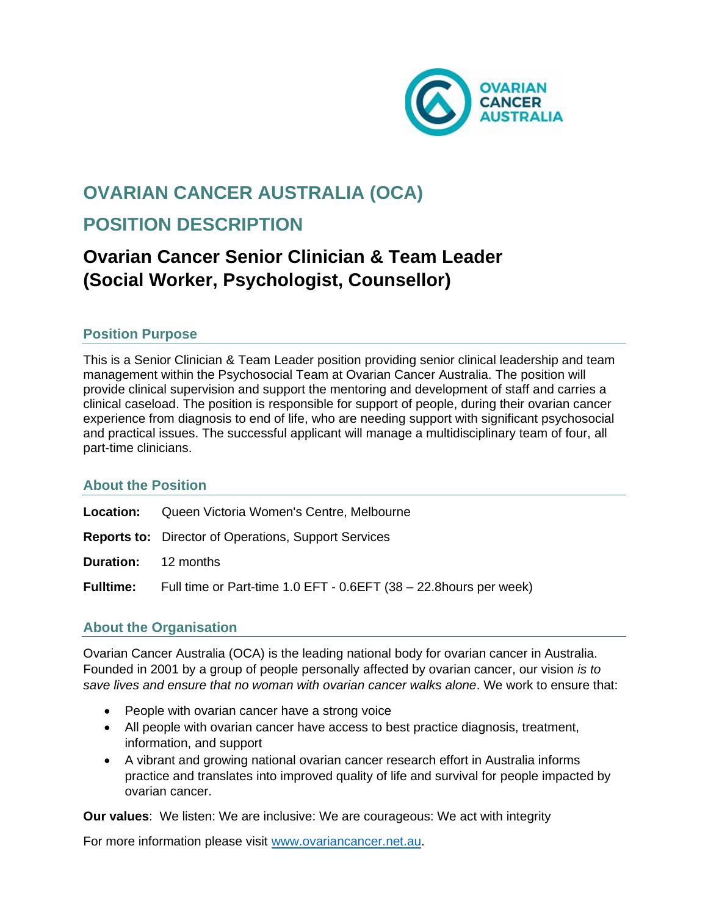# OVARIAN CANCER AUSTRALIA (OCA)

# POSITION DESCRIPTION

## Ovarian Cancer Senior Clinician & Team Leader (Social Worker, Psychologist, Counsellor)

### Position Purpose

This is a Senior Clinician & Team Leader position providing senior clinical leadership and team management within the Psychosocial Team at Ovarian Cancer Australia. The position will provide clinical supervision and support the mentoring and development of staff and carries a clinical caseload. The position is responsible for support of people, during their ovarian cancer experience from diagnosis to end of life, who are needing support with significant psychosocial and practical issues. The successful applicant will manage a multidisciplinary team of four, all part-time clinicians.

### About the Position

**Location:** Queen Victoria Women's Centre, Melbourne

**Reports to:** Director of Operations, Support Services

**Duration:** 12 months

**Fulltime:** Full time or Part-time 1.0 EFT - 0.6EFT (38 – 22.8hours per week)

### About the Organisation

Ovarian Cancer Australia (OCA) is the leading national body for ovarian cancer in Australia. Founded in 2001 by a group of people personally affected by ovarian cancer, our vision *is to save lives and ensure that no woman with ovarian cancer walks alone*. We work to ensure that:

- People with ovarian cancer have a strong voice
- All people with ovarian cancer have access to best practice diagnosis, treatment, information, and support
- A vibrant and growing national ovarian cancer research effort in Australia informs practice and translates into improved quality of life and survival for people impacted by ovarian cancer.

**Our values**: We listen: We are inclusive: We are courageous: We act with integrity

For more information please visit [www.ovariancancer.net.au](http://www.ovariancancer.net.au).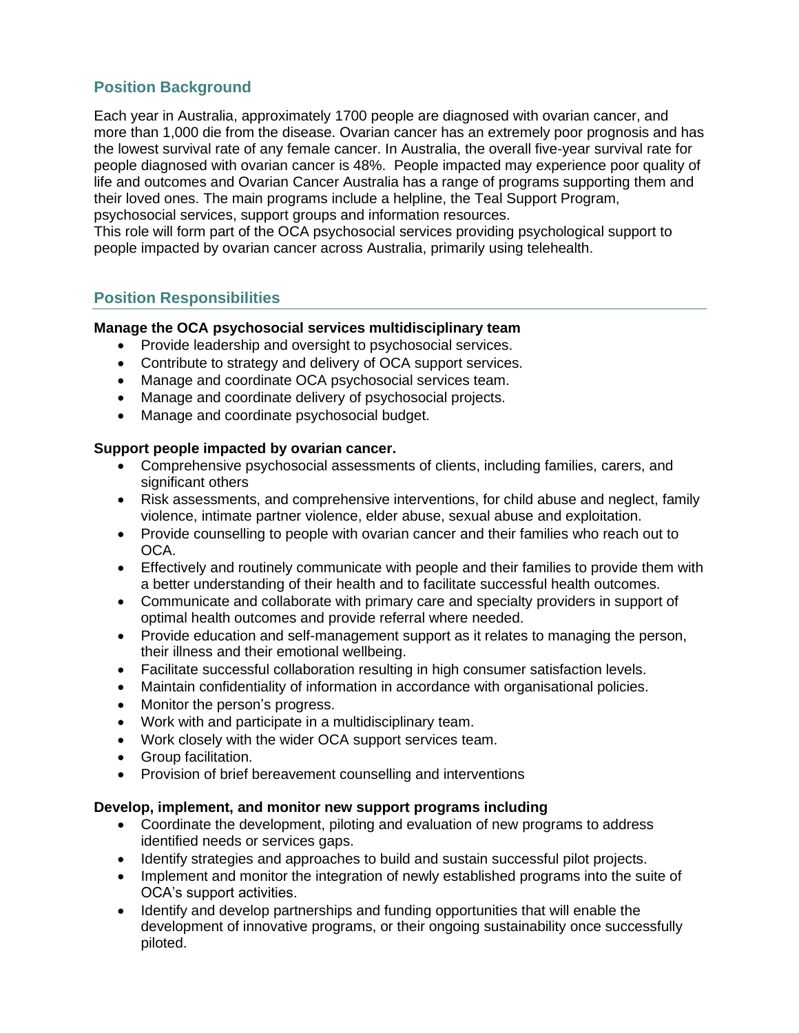## Position Background

Each year in Australia, approximately 1700 people are diagnosed with ovarian cancer, and more than 1,000 die from the disease. Ovarian cancer has an extremely poor prognosis and has the lowest survival rate of any female cancer. In Australia, the overall five-year survival rate for people diagnosed with ovarian cancer is 48%. People impacted may experience poor quality of life and outcomes and Ovarian Cancer Australia has a range of programs supporting them and their loved ones. The main programs include a helpline, the Teal Support Program, psychosocial services, support groups and information resources.
This role will form part of the OCA psychosocial services providing psychological support to people impacted by ovarian cancer across Australia, primarily using telehealth.

## Position Responsibilities

**Manage the OCA psychosocial services multidisciplinary team**

- Provide leadership and oversight to psychosocial services.
- Contribute to strategy and delivery of OCA support services.
- Manage and coordinate OCA psychosocial services team.
- Manage and coordinate delivery of psychosocial projects.
- Manage and coordinate psychosocial budget.

**Support people impacted by ovarian cancer.**

- Comprehensive psychosocial assessments of clients, including families, carers, and significant others
- Risk assessments, and comprehensive interventions, for child abuse and neglect, family violence, intimate partner violence, elder abuse, sexual abuse and exploitation.
- Provide counselling to people with ovarian cancer and their families who reach out to OCA.
- Effectively and routinely communicate with people and their families to provide them with a better understanding of their health and to facilitate successful health outcomes.
- Communicate and collaborate with primary care and specialty providers in support of optimal health outcomes and provide referral where needed.
- Provide education and self-management support as it relates to managing the person, their illness and their emotional wellbeing.
- Facilitate successful collaboration resulting in high consumer satisfaction levels.
- Maintain confidentiality of information in accordance with organisational policies.
- Monitor the person's progress.
- Work with and participate in a multidisciplinary team.
- Work closely with the wider OCA support services team.
- Group facilitation.
- Provision of brief bereavement counselling and interventions

**Develop, implement, and monitor new support programs including**

- Coordinate the development, piloting and evaluation of new programs to address identified needs or services gaps.
- Identify strategies and approaches to build and sustain successful pilot projects.
- Implement and monitor the integration of newly established programs into the suite of OCA's support activities.
- Identify and develop partnerships and funding opportunities that will enable the development of innovative programs, or their ongoing sustainability once successfully piloted.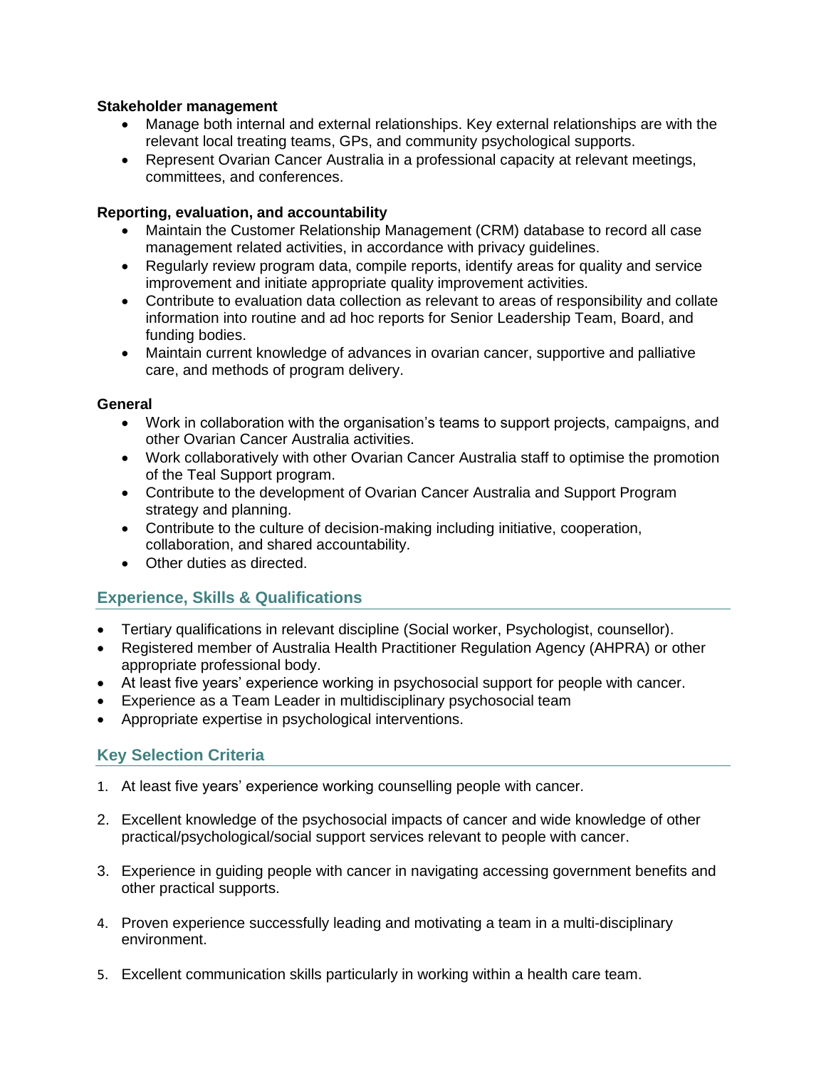**Stakeholder management**

- Manage both internal and external relationships. Key external relationships are with the relevant local treating teams, GPs, and community psychological supports.
- Represent Ovarian Cancer Australia in a professional capacity at relevant meetings, committees, and conferences.

**Reporting, evaluation, and accountability**

- Maintain the Customer Relationship Management (CRM) database to record all case management related activities, in accordance with privacy guidelines.
- Regularly review program data, compile reports, identify areas for quality and service improvement and initiate appropriate quality improvement activities.
- Contribute to evaluation data collection as relevant to areas of responsibility and collate information into routine and ad hoc reports for Senior Leadership Team, Board, and funding bodies.
- Maintain current knowledge of advances in ovarian cancer, supportive and palliative care, and methods of program delivery.

**General**

- Work in collaboration with the organisation's teams to support projects, campaigns, and other Ovarian Cancer Australia activities.
- Work collaboratively with other Ovarian Cancer Australia staff to optimise the promotion of the Teal Support program.
- Contribute to the development of Ovarian Cancer Australia and Support Program strategy and planning.
- Contribute to the culture of decision-making including initiative, cooperation, collaboration, and shared accountability.
- Other duties as directed.

## Experience, Skills & Qualifications

- Tertiary qualifications in relevant discipline (Social worker, Psychologist, counsellor).
- Registered member of Australia Health Practitioner Regulation Agency (AHPRA) or other appropriate professional body.
- At least five years' experience working in psychosocial support for people with cancer.
- Experience as a Team Leader in multidisciplinary psychosocial team
- Appropriate expertise in psychological interventions.

## Key Selection Criteria

1. At least five years' experience working counselling people with cancer.
2. Excellent knowledge of the psychosocial impacts of cancer and wide knowledge of other practical/psychological/social support services relevant to people with cancer.
3. Experience in guiding people with cancer in navigating accessing government benefits and other practical supports.
4. Proven experience successfully leading and motivating a team in a multi-disciplinary environment.
5. Excellent communication skills particularly in working within a health care team.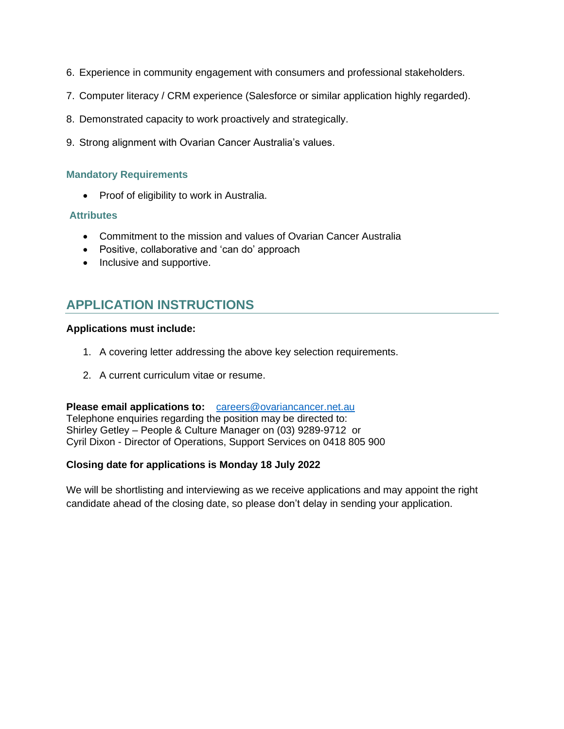6. Experience in community engagement with consumers and professional stakeholders.
7. Computer literacy / CRM experience (Salesforce or similar application highly regarded).
8. Demonstrated capacity to work proactively and strategically.
9. Strong alignment with Ovarian Cancer Australia's values.

### Mandatory Requirements

- Proof of eligibility to work in Australia.

### Attributes

- Commitment to the mission and values of Ovarian Cancer Australia
- Positive, collaborative and 'can do' approach
- Inclusive and supportive.

## APPLICATION INSTRUCTIONS

**Applications must include:**

1. A covering letter addressing the above key selection requirements.
2. A current curriculum vitae or resume.

**Please email applications to:** careers@ovariancancer.net.au
Telephone enquiries regarding the position may be directed to:
Shirley Getley – People & Culture Manager on (03) 9289-9712 or
Cyril Dixon - Director of Operations, Support Services on 0418 805 900

**Closing date for applications is Monday 18 July 2022**

We will be shortlisting and interviewing as we receive applications and may appoint the right candidate ahead of the closing date, so please don't delay in sending your application.